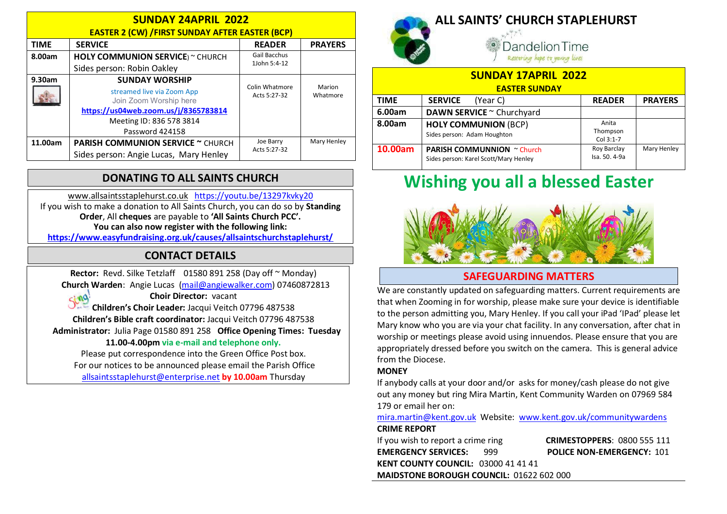## SUNDAY 24APRIL 2022

**EASTER 2 (CW) /FIRST SUNDAY AFTER EASTER (BCP)**

| TIME | SERVICE | READER | PRAYERS |
|---|---|---|---|
| 8.00am | **HOLY COMMUNION SERVICE**) ~ CHURCH<br>Sides person: Robin Oakley | Gail Bacchus<br>1John 5:4-12 | |
| 9.30am | **SUNDAY WORSHIP**<br>streamed live via Zoom App<br>Join Zoom Worship here<br>**https://us04web.zoom.us/j/8365783814**<br>Meeting ID: 836 578 3814<br>Password 424158 | Colin Whatmore<br>Acts 5:27-32 | Marion Whatmore |
| 11.00am | **PARISH COMMUNION SERVICE ~** CHURCH<br>Sides person: Angie Lucas, Mary Henley | Joe Barry<br>Acts 5:27-32 | Mary Henley |

## DONATING TO ALL SAINTS CHURCH

www.allsaintsstaplehurst.co.uk https://youtu.be/13297kvky20

If you wish to make a donation to All Saints Church, you can do so by **Standing Order**, All **cheques** are payable to **'All Saints Church PCC'.**

**You can also now register with the following link:**

**https://www.easyfundraising.org.uk/causes/allsaintschurchstaplehurst/**

## CONTACT DETAILS

**Rector:** Revd. Silke Tetzlaff 01580 891 258 (Day off ~ Monday)

**Church Warden**: Angie Lucas (mail@angiewalker.com) 07460872813

**Choir Director:** vacant

**Children's Choir Leader:** Jacqui Veitch 07796 487538

**Children's Bible craft coordinator:** Jacqui Veitch 07796 487538

**Administrator:** Julia Page 01580 891 258 **Office Opening Times: Tuesday 11.00-4.00pm via e-mail and telephone only.**

Please put correspondence into the Green Office Post box.

For our notices to be announced please email the Parish Office allsaintsstaplehurst@enterprise.net **by 10.00am** Thursday

# ALL SAINTS' CHURCH STAPLEHURST

Dandelion Time
*Restoring hope to young lives*

## SUNDAY 17APRIL 2022

**EASTER SUNDAY**

| TIME | SERVICE (Year C) | READER | PRAYERS |
|---|---|---|---|
| 6.00am | **DAWN SERVICE** ~ Churchyard | | |
| 8.00am | **HOLY COMMUNION** (BCP)<br>Sides person: Adam Houghton | Anita Thompson<br>Col 3:1-7 | |
| 10.00am | **PARISH COMMUNNION** ~ Church<br>Sides person: Karel Scott/Mary Henley | Roy Barclay<br>Isa. 50. 4-9a | Mary Henley |

# Wishing you all a blessed Easter

## SAFEGUARDING MATTERS

We are constantly updated on safeguarding matters. Current requirements are that when Zooming in for worship, please make sure your device is identifiable to the person admitting you, Mary Henley. If you call your iPad 'IPad' please let Mary know who you are via your chat facility. In any conversation, after chat in worship or meetings please avoid using innuendos. Please ensure that you are appropriately dressed before you switch on the camera. This is general advice from the Diocese.

**MONEY**

If anybody calls at your door and/or asks for money/cash please do not give out any money but ring Mira Martin, Kent Community Warden on 07969 584 179 or email her on:

mira.martin@kent.gov.uk Website: www.kent.gov.uk/communitywardens

**CRIME REPORT**

If you wish to report a crime ring **CRIMESTOPPERS**: 0800 555 111

**EMERGENCY SERVICES:** 999 **POLICE NON-EMERGENCY:** 101

**KENT COUNTY COUNCIL:** 03000 41 41 41

**MAIDSTONE BOROUGH COUNCIL:** 01622 602 000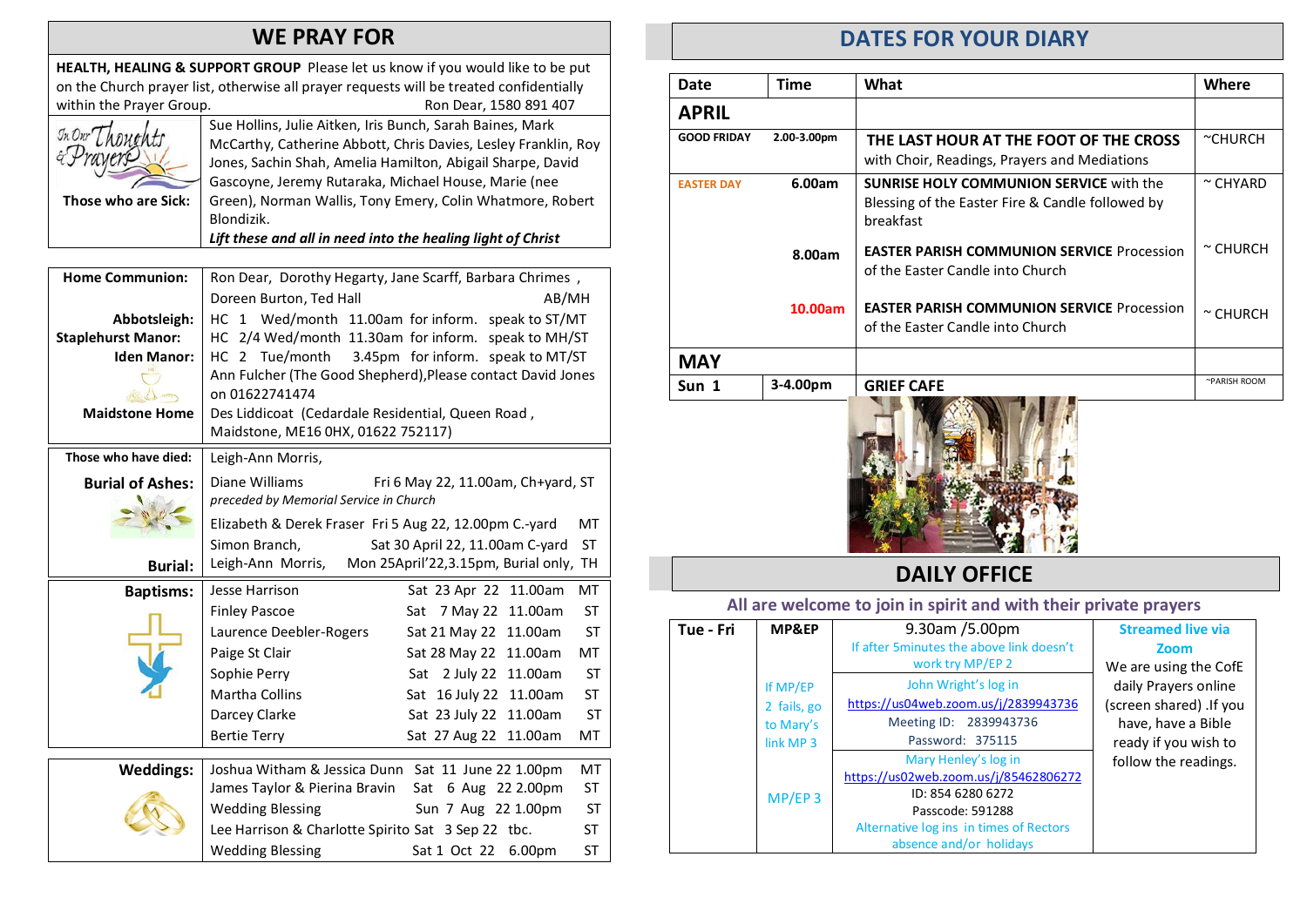## WE PRAY FOR

**HEALTH, HEALING & SUPPORT GROUP** Please let us know if you would like to be put on the Church prayer list, otherwise all prayer requests will be treated confidentially within the Prayer Group. Ron Dear, 1580 891 407

**Those who are Sick:** Sue Hollins, Julie Aitken, Iris Bunch, Sarah Baines, Mark McCarthy, Catherine Abbott, Chris Davies, Lesley Franklin, Roy Jones, Sachin Shah, Amelia Hamilton, Abigail Sharpe, David Gascoyne, Jeremy Rutaraka, Michael House, Marie (nee Green), Norman Wallis, Tony Emery, Colin Whatmore, Robert Blondizik.

***Lift these and all in need into the healing light of Christ***

| | |
|---|---|
| **Home Communion:** | Ron Dear, Dorothy Hegarty, Jane Scarff, Barbara Chrimes, Doreen Burton, Ted Hall AB/MH |
| **Abbotsleigh:** | HC 1 Wed/month 11.00am for inform. speak to ST/MT |
| **Staplehurst Manor:** | HC 2/4 Wed/month 11.30am for inform. speak to MH/ST |
| **Iden Manor:** | HC 2 Tue/month 3.45pm for inform. speak to MT/ST |
| | Ann Fulcher (The Good Shepherd),Please contact David Jones on 01622741474 |
| **Maidstone Home** | Des Liddicoat (Cedardale Residential, Queen Road, Maidstone, ME16 0HX, 01622 752117) |

| | | | |
|---|---|---|---|
| **Those who have died:** | Leigh-Ann Morris, | | |
| **Burial of Ashes:** | Diane Williams | Fri 6 May 22, 11.00am, Ch+yard, | ST |
| | *preceded by Memorial Service in Church* | | |
| | Elizabeth & Derek Fraser | Fri 5 Aug 22, 12.00pm C.-yard | MT |
| | Simon Branch, | Sat 30 April 22, 11.00am C-yard | ST |
| **Burial:** | Leigh-Ann Morris, | Mon 25April'22,3.15pm, Burial only, | TH |

| | | | |
|---|---|---|---|
| **Baptisms:** | Jesse Harrison | Sat 23 Apr 22 11.00am | MT |
| | Finley Pascoe | Sat 7 May 22 11.00am | ST |
| | Laurence Deebler-Rogers | Sat 21 May 22 11.00am | ST |
| | Paige St Clair | Sat 28 May 22 11.00am | MT |
| | Sophie Perry | Sat 2 July 22 11.00am | ST |
| | Martha Collins | Sat 16 July 22 11.00am | ST |
| | Darcey Clarke | Sat 23 July 22 11.00am | ST |
| | Bertie Terry | Sat 27 Aug 22 11.00am | MT |

| | | | |
|---|---|---|---|
| **Weddings:** | Joshua Witham & Jessica Dunn | Sat 11 June 22 1.00pm | MT |
| | James Taylor & Pierina Bravin | Sat 6 Aug 22 2.00pm | ST |
| | Wedding Blessing | Sun 7 Aug 22 1.00pm | ST |
| | Lee Harrison & Charlotte Spirito | Sat 3 Sep 22 tbc. | ST |
| | Wedding Blessing | Sat 1 Oct 22 6.00pm | ST |

## DATES FOR YOUR DIARY

| Date | Time | What | Where |
|---|---|---|---|
| **APRIL** | | | |
| **GOOD FRIDAY** | **2.00-3.00pm** | **THE LAST HOUR AT THE FOOT OF THE CROSS** with Choir, Readings, Prayers and Mediations | ~CHURCH |
| **EASTER DAY** | **6.00am** | **SUNRISE HOLY COMMUNION SERVICE** with the Blessing of the Easter Fire & Candle followed by breakfast | ~ CHYARD |
| | **8.00am** | **EASTER PARISH COMMUNION SERVICE** Procession of the Easter Candle into Church | ~ CHURCH |
| | **10.00am** | **EASTER PARISH COMMUNION SERVICE** Procession of the Easter Candle into Church | ~ CHURCH |
| **MAY** | | | |
| **Sun 1** | **3-4.00pm** | **GRIEF CAFE** | ~PARISH ROOM |

## DAILY OFFICE

**All are welcome to join in spirit and with their private prayers**

| | | | |
|---|---|---|---|
| **Tue - Fri** | **MP&EP** | 9.30am /5.00pm<br>If after 5minutes the above link doesn't work try MP/EP 2 | **Streamed live via Zoom**<br>We are using the CofE daily Prayers online (screen shared) .If you have, have a Bible ready if you wish to follow the readings. |
| | If MP/EP 2 fails, go to Mary's link MP 3 | John Wright's log in<br>https://us04web.zoom.us/j/2839943736<br>Meeting ID: 2839943736<br>Password: 375115 | |
| | MP/EP 3 | Mary Henley's log in<br>https://us02web.zoom.us/j/85462806272<br>ID: 854 6280 6272<br>Passcode: 591288<br>Alternative log ins in times of Rectors absence and/or holidays | |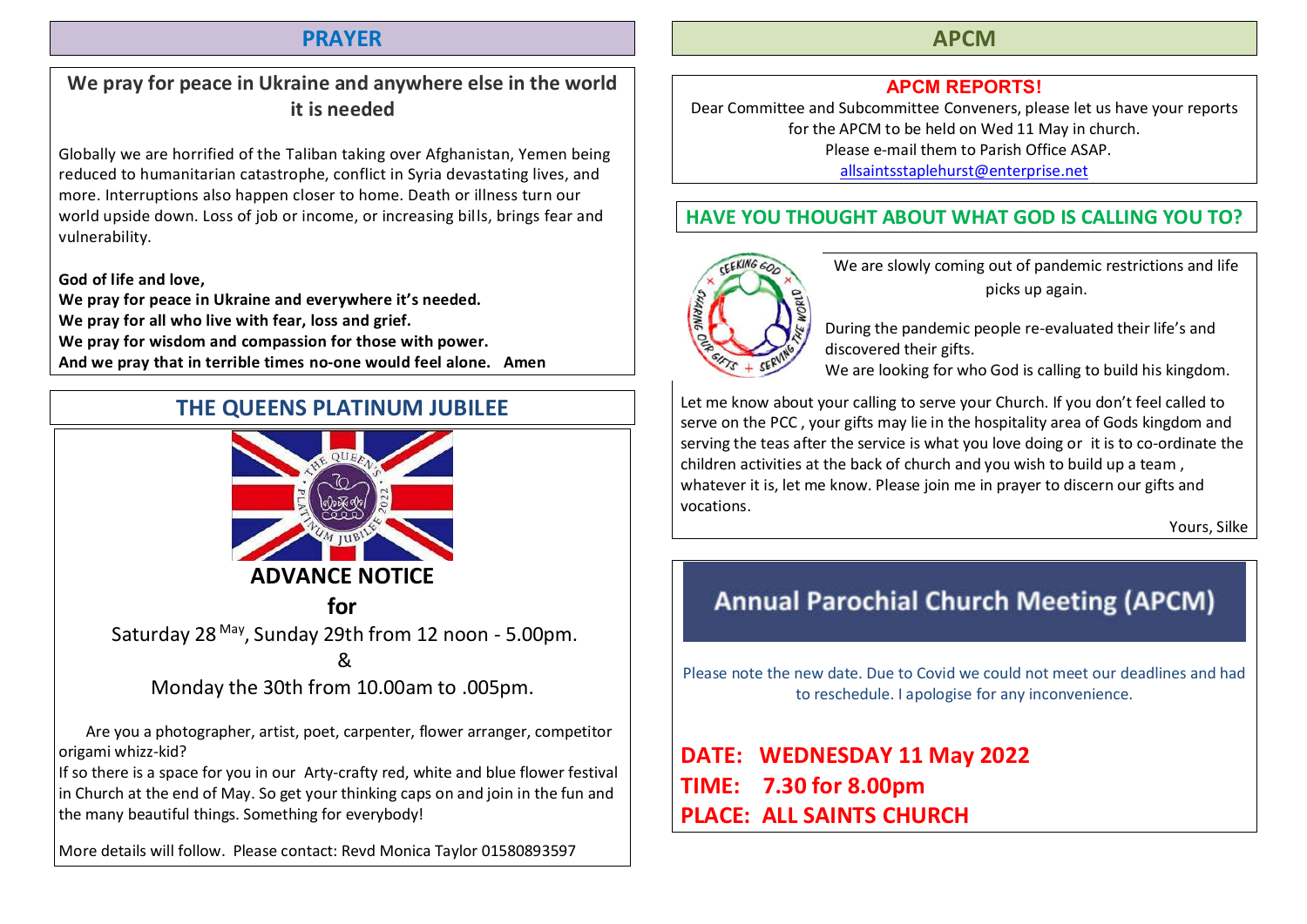## PRAYER

### We pray for peace in Ukraine and anywhere else in the world it is needed

Globally we are horrified of the Taliban taking over Afghanistan, Yemen being reduced to humanitarian catastrophe, conflict in Syria devastating lives, and more. Interruptions also happen closer to home. Death or illness turn our world upside down. Loss of job or income, or increasing bills, brings fear and vulnerability.

**God of life and love,**
**We pray for peace in Ukraine and everywhere it's needed.**
**We pray for all who live with fear, loss and grief.**
**We pray for wisdom and compassion for those with power.**
**And we pray that in terrible times no-one would feel alone. Amen**

## THE QUEENS PLATINUM JUBILEE

**ADVANCE NOTICE**

**for**

Saturday 28 May, Sunday 29th from 12 noon - 5.00pm.

&

Monday the 30th from 10.00am to .005pm.

Are you a photographer, artist, poet, carpenter, flower arranger, competitor origami whizz-kid?
If so there is a space for you in our Arty-crafty red, white and blue flower festival in Church at the end of May. So get your thinking caps on and join in the fun and the many beautiful things. Something for everybody!

More details will follow. Please contact: Revd Monica Taylor 01580893597

## APCM

**APCM REPORTS!**

Dear Committee and Subcommittee Conveners, please let us have your reports for the APCM to be held on Wed 11 May in church.
Please e-mail them to Parish Office ASAP.
allsaintsstaplehurst@enterprise.net

## HAVE YOU THOUGHT ABOUT WHAT GOD IS CALLING YOU TO?

We are slowly coming out of pandemic restrictions and life picks up again.

During the pandemic people re-evaluated their life's and discovered their gifts.
We are looking for who God is calling to build his kingdom.

Let me know about your calling to serve your Church. If you don't feel called to serve on the PCC , your gifts may lie in the hospitality area of Gods kingdom and serving the teas after the service is what you love doing or it is to co-ordinate the children activities at the back of church and you wish to build up a team , whatever it is, let me know. Please join me in prayer to discern our gifts and vocations.

Yours, Silke

## Annual Parochial Church Meeting (APCM)

Please note the new date. Due to Covid we could not meet our deadlines and had to reschedule. I apologise for any inconvenience.

**DATE: WEDNESDAY 11 May 2022**
**TIME: 7.30 for 8.00pm**
**PLACE: ALL SAINTS CHURCH**